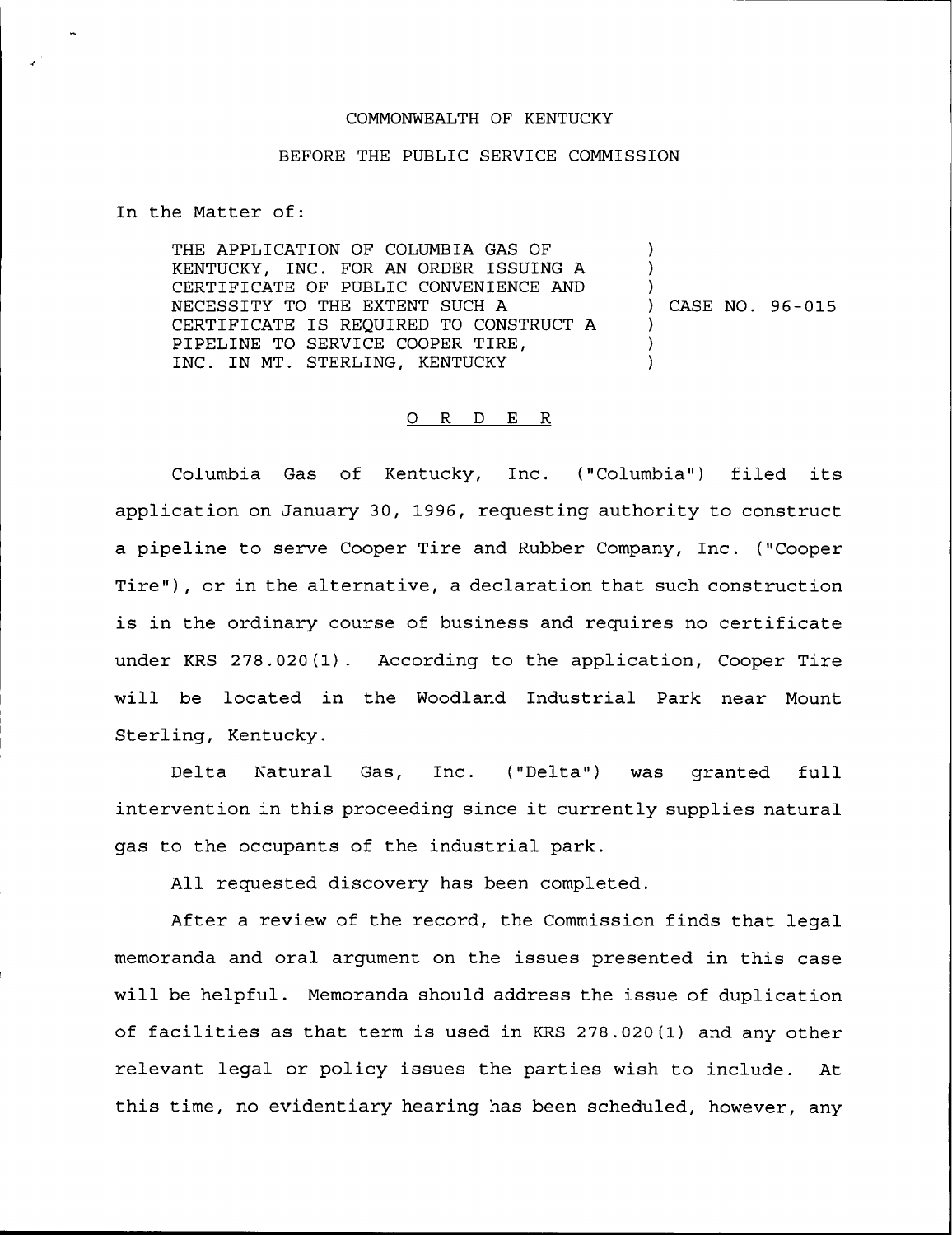COMMONWEALTH OF KENTUCKY

BEFORE THE PUBLIC SERVICE COMMISSION

In the Matter of:

| | |
|---|---|
| THE APPLICATION OF COLUMBIA GAS OF KENTUCKY, INC. FOR AN ORDER ISSUING A CERTIFICATE OF PUBLIC CONVENIENCE AND NECESSITY TO THE EXTENT SUCH A CERTIFICATE IS REQUIRED TO CONSTRUCT A PIPELINE TO SERVICE COOPER TIRE, INC. IN MT. STERLING, KENTUCKY | ) CASE NO. 96-015 |

## ORDER

Columbia Gas of Kentucky, Inc. ("Columbia") filed its application on January 30, 1996, requesting authority to construct a pipeline to serve Cooper Tire and Rubber Company, Inc. ("Cooper Tire"), or in the alternative, a declaration that such construction is in the ordinary course of business and requires no certificate under KRS 278.020(1). According to the application, Cooper Tire will be located in the Woodland Industrial Park near Mount Sterling, Kentucky.

Delta Natural Gas, Inc. ("Delta") was granted full intervention in this proceeding since it currently supplies natural gas to the occupants of the industrial park.

All requested discovery has been completed.

After a review of the record, the Commission finds that legal memoranda and oral argument on the issues presented in this case will be helpful. Memoranda should address the issue of duplication of facilities as that term is used in KRS 278.020(1) and any other relevant legal or policy issues the parties wish to include. At this time, no evidentiary hearing has been scheduled, however, any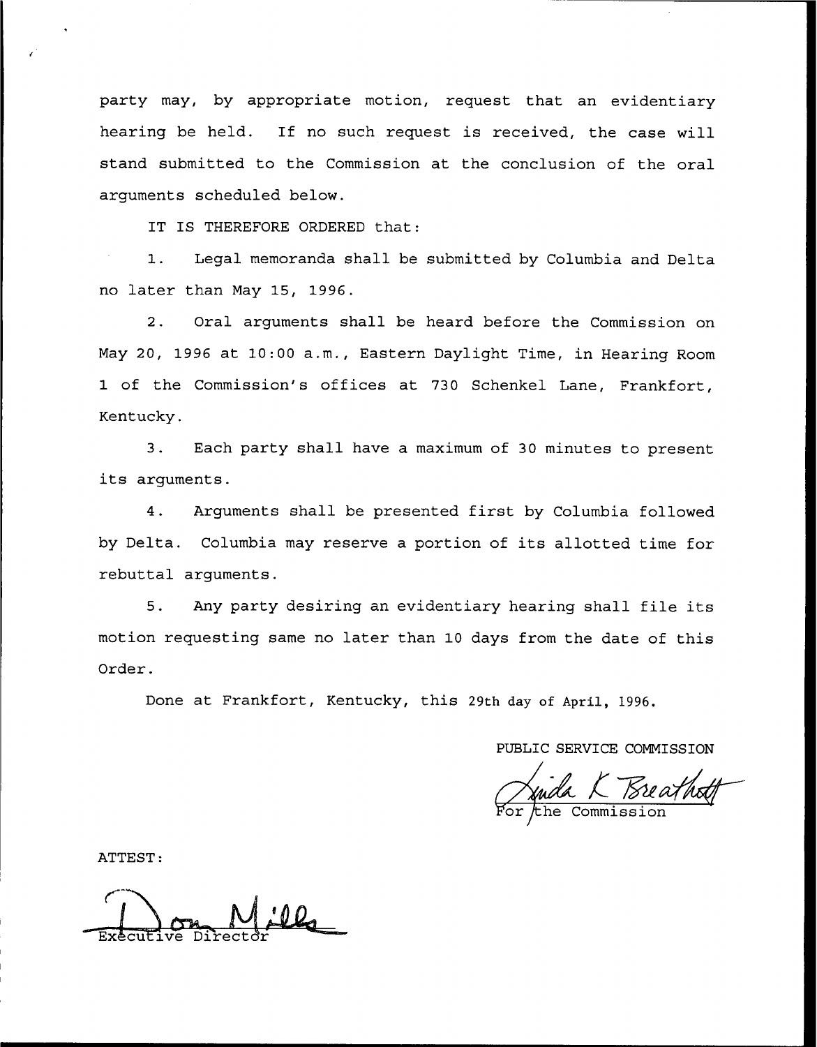party may, by appropriate motion, request that an evidentiary hearing be held. If no such request is received, the case will stand submitted to the Commission at the conclusion of the oral arguments scheduled below.

IT IS THEREFORE ORDERED that:

1. Legal memoranda shall be submitted by Columbia and Delta no later than May 15, 1996.

2. Oral arguments shall be heard before the Commission on May 20, 1996 at 10:00 a.m., Eastern Daylight Time, in Hearing Room 1 of the Commission's offices at 730 Schenkel Lane, Frankfort, Kentucky.

3. Each party shall have a maximum of 30 minutes to present its arguments.

4. Arguments shall be presented first by Columbia followed by Delta. Columbia may reserve a portion of its allotted time for rebuttal arguments.

5. Any party desiring an evidentiary hearing shall file its motion requesting same no later than 10 days from the date of this Order.

Done at Frankfort, Kentucky, this 29th day of April, 1996.

PUBLIC SERVICE COMMISSION

For the Commission

ATTEST:

Executive Director